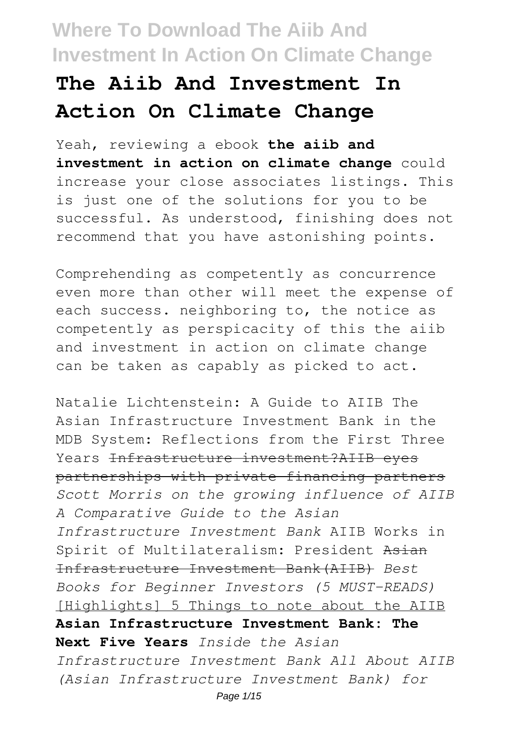# The Aiib And Investment In Action On Climate Change

Yeah, reviewing a ebook **the aiib and investment in action on climate change** could increase your close associates listings. This is just one of the solutions for you to be successful. As understood, finishing does not recommend that you have astonishing points.

Comprehending as competently as concurrence even more than other will meet the expense of each success. neighboring to, the notice as competently as perspicacity of this the aiib and investment in action on climate change can be taken as capably as picked to act.

Natalie Lichtenstein: A Guide to AIIB The Asian Infrastructure Investment Bank in the MDB System: Reflections from the First Three Years ~~Infrastructure investment?AIIB eyes partnerships with private financing partners~~ *Scott Morris on the growing influence of AIIB A Comparative Guide to the Asian Infrastructure Investment Bank* AIIB Works in Spirit of Multilateralism: President ~~Asian Infrastructure Investment Bank(AIIB)~~ *Best Books for Beginner Investors (5 MUST-READS)* [Highlights] 5 Things to note about the AIIB **Asian Infrastructure Investment Bank: The Next Five Years** *Inside the Asian Infrastructure Investment Bank All About AIIB (Asian Infrastructure Investment Bank) for*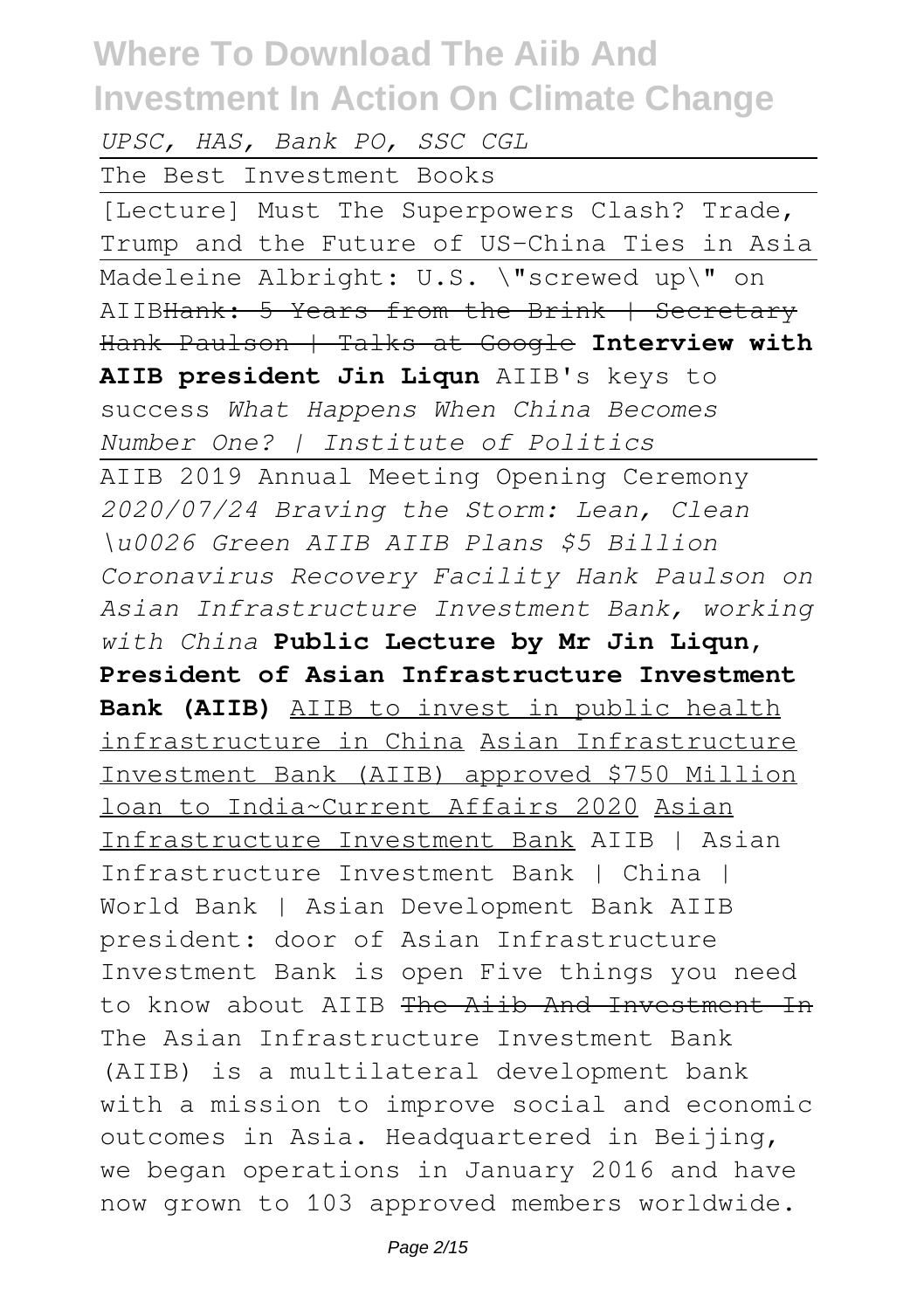*UPSC, HAS, Bank PO, SSC CGL*

The Best Investment Books

[Lecture] Must The Superpowers Clash? Trade, Trump and the Future of US-China Ties in Asia

Madeleine Albright: U.S. \"screwed up\" on AIIB~~Hank: 5 Years from the Brink | Secretary Hank Paulson | Talks at Google~~ **Interview with AIIB president Jin Liqun** AIIB's keys to success *What Happens When China Becomes Number One? | Institute of Politics*

AIIB 2019 Annual Meeting Opening Ceremony *2020/07/24 Braving the Storm: Lean, Clean \u0026 Green AIIB AIIB Plans $5 Billion Coronavirus Recovery Facility Hank Paulson on Asian Infrastructure Investment Bank, working with China* **Public Lecture by Mr Jin Liqun, President of Asian Infrastructure Investment Bank (AIIB)** AIIB to invest in public health infrastructure in China Asian Infrastructure Investment Bank (AIIB) approved $750 Million loan to India~Current Affairs 2020 Asian Infrastructure Investment Bank AIIB | Asian Infrastructure Investment Bank | China | World Bank | Asian Development Bank AIIB president: door of Asian Infrastructure Investment Bank is open Five things you need to know about AIIB ~~The Aiib And Investment In~~

The Asian Infrastructure Investment Bank (AIIB) is a multilateral development bank with a mission to improve social and economic outcomes in Asia. Headquartered in Beijing, we began operations in January 2016 and have now grown to 103 approved members worldwide.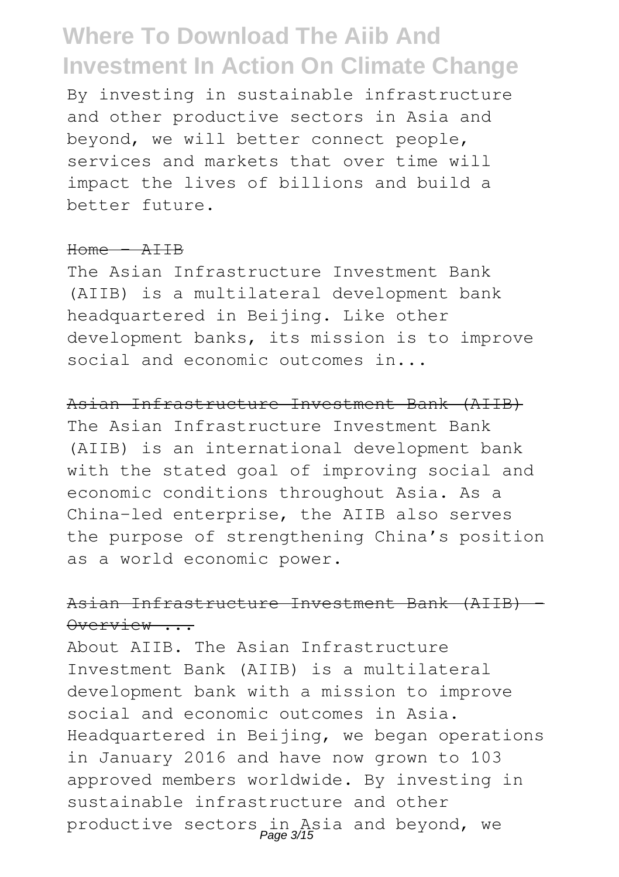By investing in sustainable infrastructure and other productive sectors in Asia and beyond, we will better connect people, services and markets that over time will impact the lives of billions and build a better future.

~~Home - AIIB~~

The Asian Infrastructure Investment Bank (AIIB) is a multilateral development bank headquartered in Beijing. Like other development banks, its mission is to improve social and economic outcomes in...

~~Asian Infrastructure Investment Bank (AIIB)~~

The Asian Infrastructure Investment Bank (AIIB) is an international development bank with the stated goal of improving social and economic conditions throughout Asia. As a China-led enterprise, the AIIB also serves the purpose of strengthening China's position as a world economic power.

~~Asian Infrastructure Investment Bank (AIIB) - Overview ...~~

About AIIB. The Asian Infrastructure Investment Bank (AIIB) is a multilateral development bank with a mission to improve social and economic outcomes in Asia. Headquartered in Beijing, we began operations in January 2016 and have now grown to 103 approved members worldwide. By investing in sustainable infrastructure and other productive sectors in Asia and beyond, we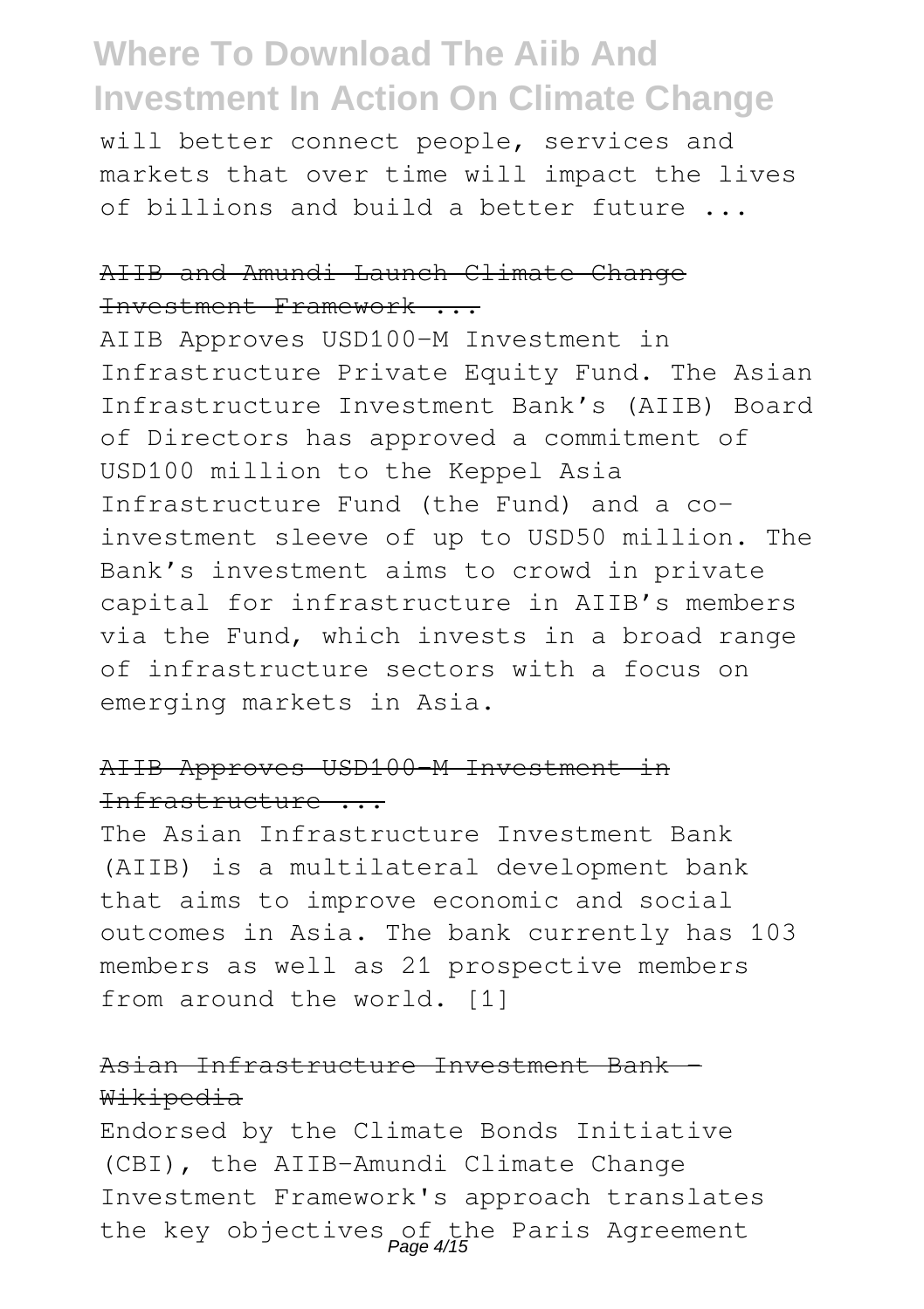will better connect people, services and markets that over time will impact the lives of billions and build a better future ...

AIIB and Amundi Launch Climate Change Investment Framework ...

AIIB Approves USD100-M Investment in Infrastructure Private Equity Fund. The Asian Infrastructure Investment Bank's (AIIB) Board of Directors has approved a commitment of USD100 million to the Keppel Asia Infrastructure Fund (the Fund) and a co-investment sleeve of up to USD50 million. The Bank's investment aims to crowd in private capital for infrastructure in AIIB's members via the Fund, which invests in a broad range of infrastructure sectors with a focus on emerging markets in Asia.

AIIB Approves USD100-M Investment in Infrastructure ...

The Asian Infrastructure Investment Bank (AIIB) is a multilateral development bank that aims to improve economic and social outcomes in Asia. The bank currently has 103 members as well as 21 prospective members from around the world. [1]

Asian Infrastructure Investment Bank - Wikipedia

Endorsed by the Climate Bonds Initiative (CBI), the AIIB-Amundi Climate Change Investment Framework's approach translates the key objectives of the Paris Agreement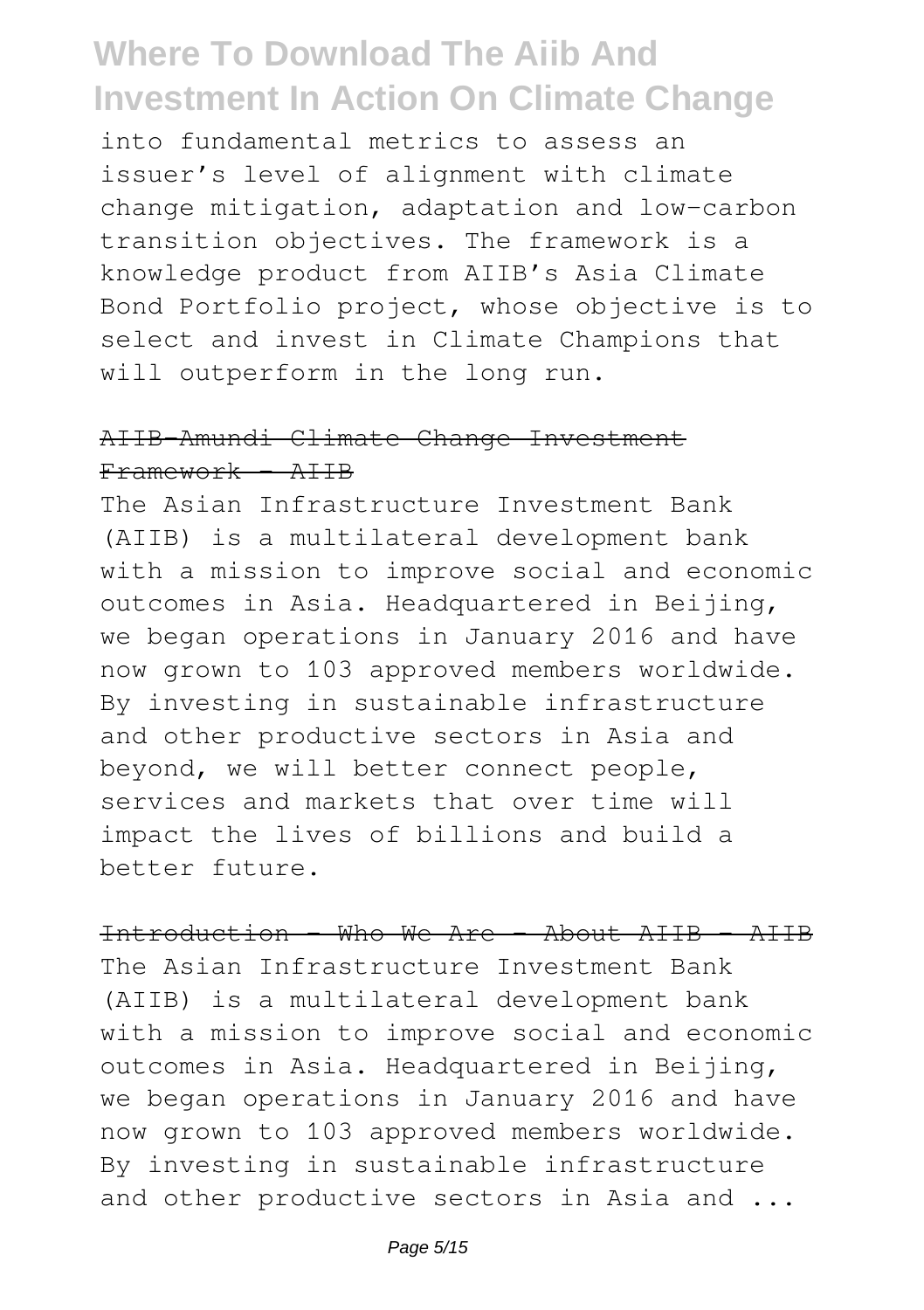into fundamental metrics to assess an issuer's level of alignment with climate change mitigation, adaptation and low-carbon transition objectives. The framework is a knowledge product from AIIB's Asia Climate Bond Portfolio project, whose objective is to select and invest in Climate Champions that will outperform in the long run.

~~AIIB-Amundi Climate Change Investment Framework - AIIB~~

The Asian Infrastructure Investment Bank (AIIB) is a multilateral development bank with a mission to improve social and economic outcomes in Asia. Headquartered in Beijing, we began operations in January 2016 and have now grown to 103 approved members worldwide. By investing in sustainable infrastructure and other productive sectors in Asia and beyond, we will better connect people, services and markets that over time will impact the lives of billions and build a better future.

~~Introduction - Who We Are - About AIIB - AIIB~~

The Asian Infrastructure Investment Bank (AIIB) is a multilateral development bank with a mission to improve social and economic outcomes in Asia. Headquartered in Beijing, we began operations in January 2016 and have now grown to 103 approved members worldwide. By investing in sustainable infrastructure and other productive sectors in Asia and ...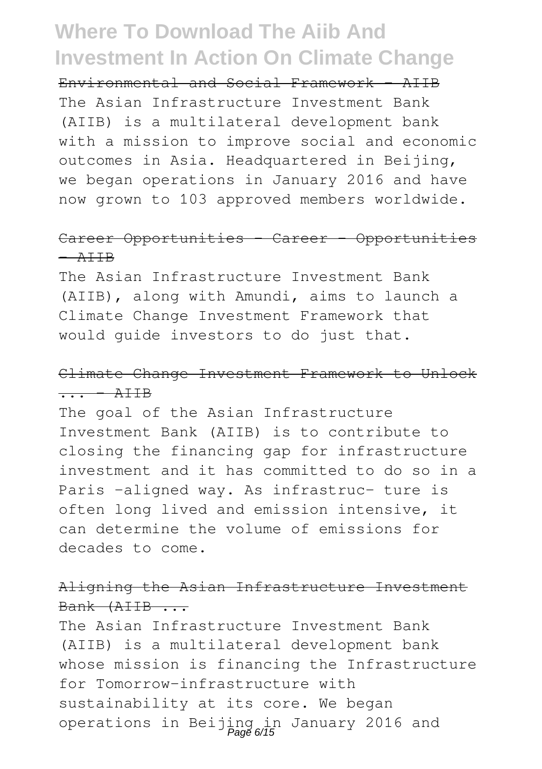Environmental and Social Framework - AIIB

The Asian Infrastructure Investment Bank (AIIB) is a multilateral development bank with a mission to improve social and economic outcomes in Asia. Headquartered in Beijing, we began operations in January 2016 and have now grown to 103 approved members worldwide.

Career Opportunities - Career - Opportunities - AIIB

The Asian Infrastructure Investment Bank (AIIB), along with Amundi, aims to launch a Climate Change Investment Framework that would guide investors to do just that.

Climate Change Investment Framework to Unlock ... - AIIB

The goal of the Asian Infrastructure Investment Bank (AIIB) is to contribute to closing the financing gap for infrastructure investment and it has committed to do so in a Paris -aligned way. As infrastruc- ture is often long lived and emission intensive, it can determine the volume of emissions for decades to come.

Aligning the Asian Infrastructure Investment Bank (AIIB ...

The Asian Infrastructure Investment Bank (AIIB) is a multilateral development bank whose mission is financing the Infrastructure for Tomorrow—infrastructure with sustainability at its core. We began operations in Beijing in January 2016 and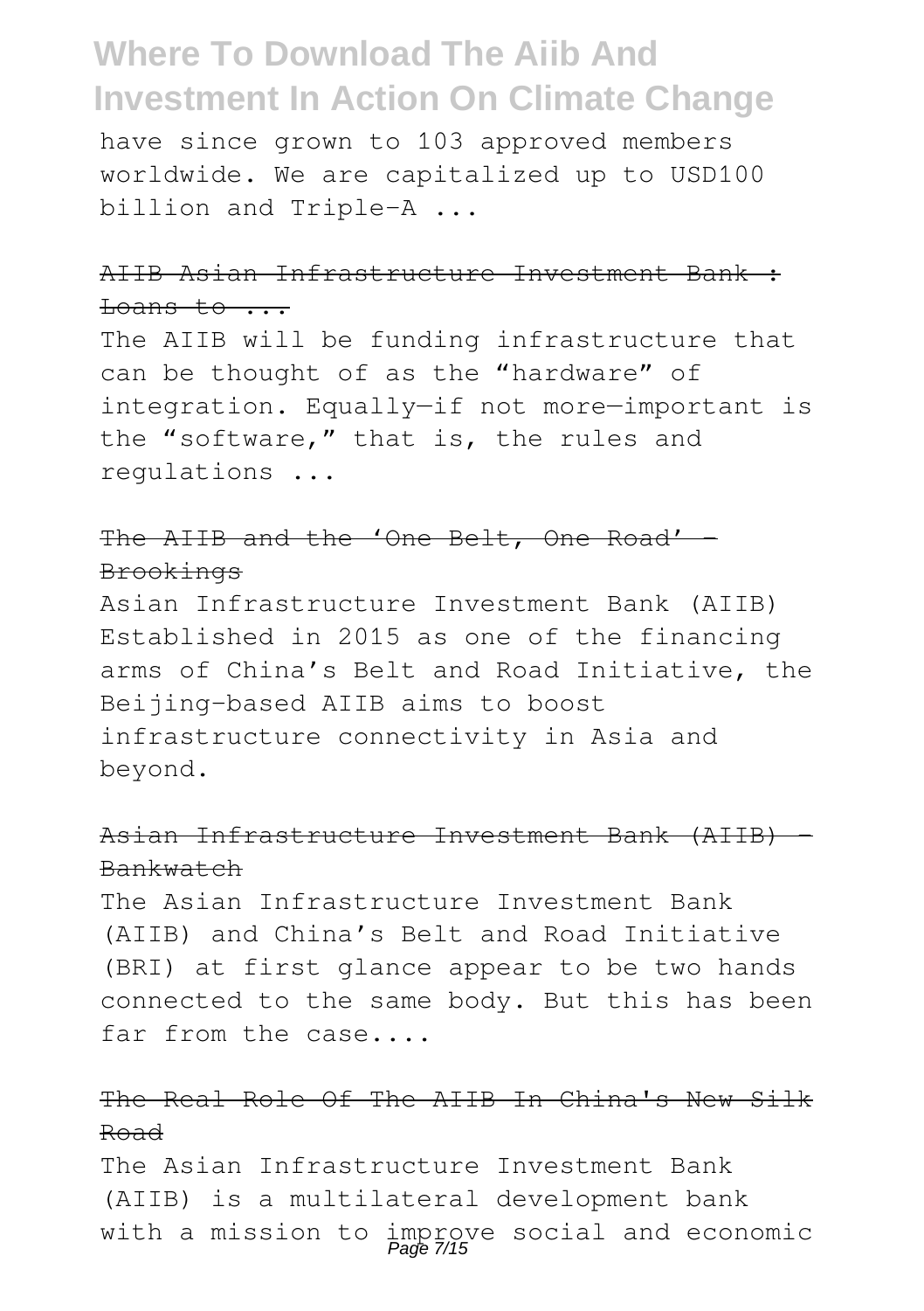have since grown to 103 approved members worldwide. We are capitalized up to USD100 billion and Triple-A ...

~~AIIB Asian Infrastructure Investment Bank : Loans to ...~~

The AIIB will be funding infrastructure that can be thought of as the "hardware" of integration. Equally—if not more—important is the "software," that is, the rules and regulations ...

~~The AIIB and the 'One Belt, One Road' - Brookings~~

Asian Infrastructure Investment Bank (AIIB) Established in 2015 as one of the financing arms of China's Belt and Road Initiative, the Beijing-based AIIB aims to boost infrastructure connectivity in Asia and beyond.

~~Asian Infrastructure Investment Bank (AIIB) - Bankwatch~~

The Asian Infrastructure Investment Bank (AIIB) and China's Belt and Road Initiative (BRI) at first glance appear to be two hands connected to the same body. But this has been far from the case....

~~The Real Role Of The AIIB In China's New Silk Road~~

The Asian Infrastructure Investment Bank (AIIB) is a multilateral development bank with a mission to improve social and economic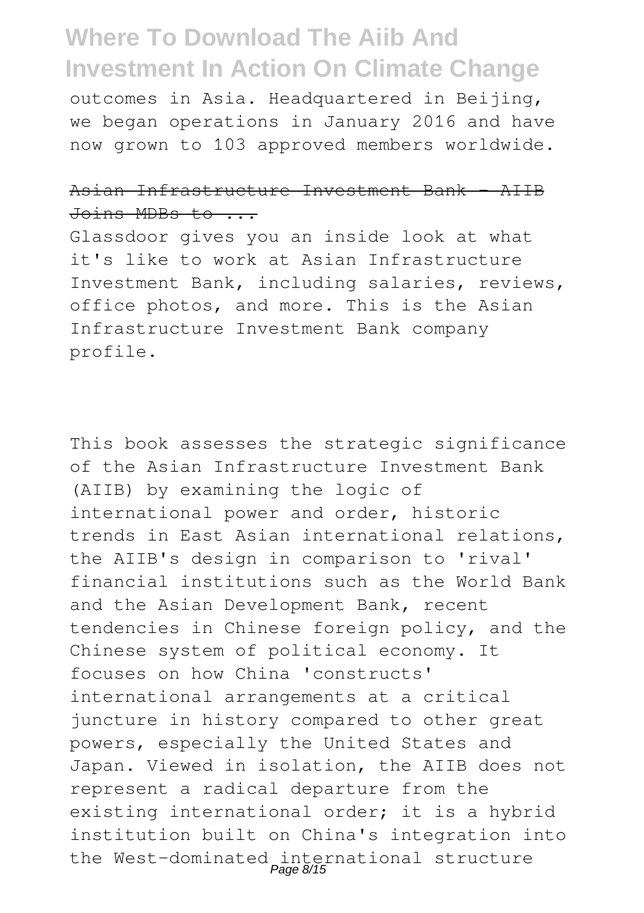outcomes in Asia. Headquartered in Beijing, we began operations in January 2016 and have now grown to 103 approved members worldwide.

Asian Infrastructure Investment Bank - AIIB Joins MDBs to ...

Glassdoor gives you an inside look at what it's like to work at Asian Infrastructure Investment Bank, including salaries, reviews, office photos, and more. This is the Asian Infrastructure Investment Bank company profile.

This book assesses the strategic significance of the Asian Infrastructure Investment Bank (AIIB) by examining the logic of international power and order, historic trends in East Asian international relations, the AIIB's design in comparison to 'rival' financial institutions such as the World Bank and the Asian Development Bank, recent tendencies in Chinese foreign policy, and the Chinese system of political economy. It focuses on how China 'constructs' international arrangements at a critical juncture in history compared to other great powers, especially the United States and Japan. Viewed in isolation, the AIIB does not represent a radical departure from the existing international order; it is a hybrid institution built on China's integration into the West-dominated international structure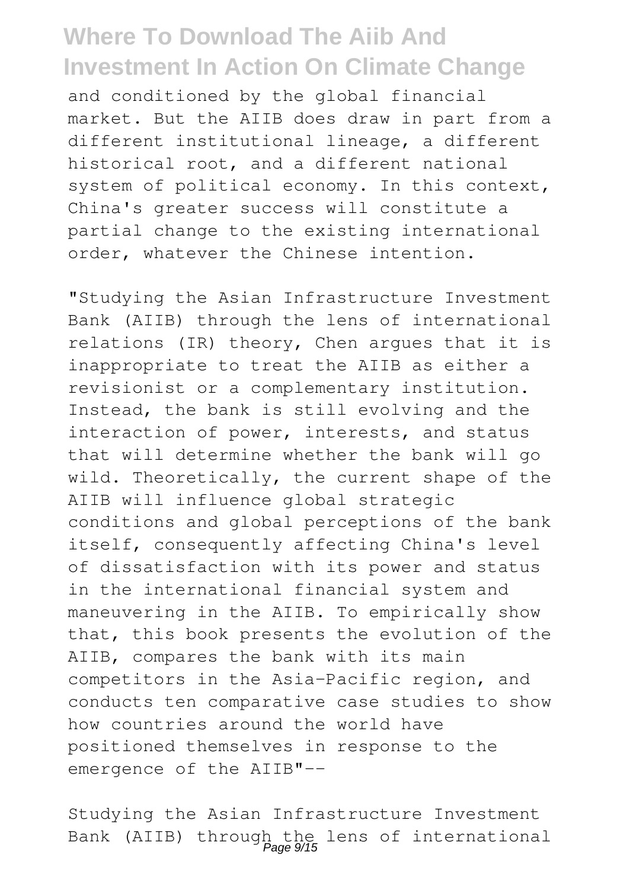and conditioned by the global financial market. But the AIIB does draw in part from a different institutional lineage, a different historical root, and a different national system of political economy. In this context, China's greater success will constitute a partial change to the existing international order, whatever the Chinese intention.

"Studying the Asian Infrastructure Investment Bank (AIIB) through the lens of international relations (IR) theory, Chen argues that it is inappropriate to treat the AIIB as either a revisionist or a complementary institution. Instead, the bank is still evolving and the interaction of power, interests, and status that will determine whether the bank will go wild. Theoretically, the current shape of the AIIB will influence global strategic conditions and global perceptions of the bank itself, consequently affecting China's level of dissatisfaction with its power and status in the international financial system and maneuvering in the AIIB. To empirically show that, this book presents the evolution of the AIIB, compares the bank with its main competitors in the Asia-Pacific region, and conducts ten comparative case studies to show how countries around the world have positioned themselves in response to the emergence of the AIIB"--

Studying the Asian Infrastructure Investment Bank (AIIB) through the lens of international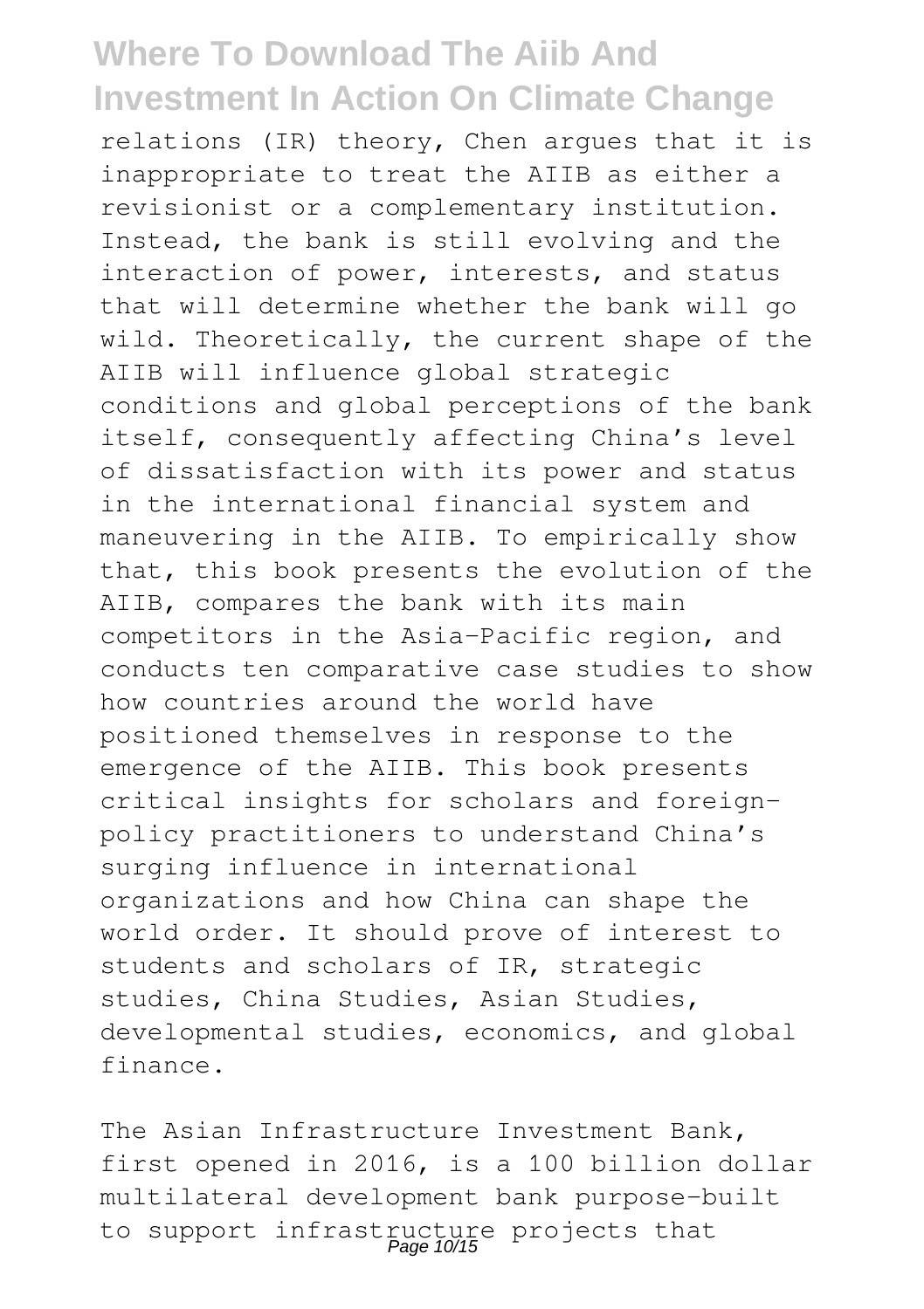relations (IR) theory, Chen argues that it is inappropriate to treat the AIIB as either a revisionist or a complementary institution. Instead, the bank is still evolving and the interaction of power, interests, and status that will determine whether the bank will go wild. Theoretically, the current shape of the AIIB will influence global strategic conditions and global perceptions of the bank itself, consequently affecting China's level of dissatisfaction with its power and status in the international financial system and maneuvering in the AIIB. To empirically show that, this book presents the evolution of the AIIB, compares the bank with its main competitors in the Asia-Pacific region, and conducts ten comparative case studies to show how countries around the world have positioned themselves in response to the emergence of the AIIB. This book presents critical insights for scholars and foreign-policy practitioners to understand China's surging influence in international organizations and how China can shape the world order. It should prove of interest to students and scholars of IR, strategic studies, China Studies, Asian Studies, developmental studies, economics, and global finance.

The Asian Infrastructure Investment Bank, first opened in 2016, is a 100 billion dollar multilateral development bank purpose-built to support infrastructure projects that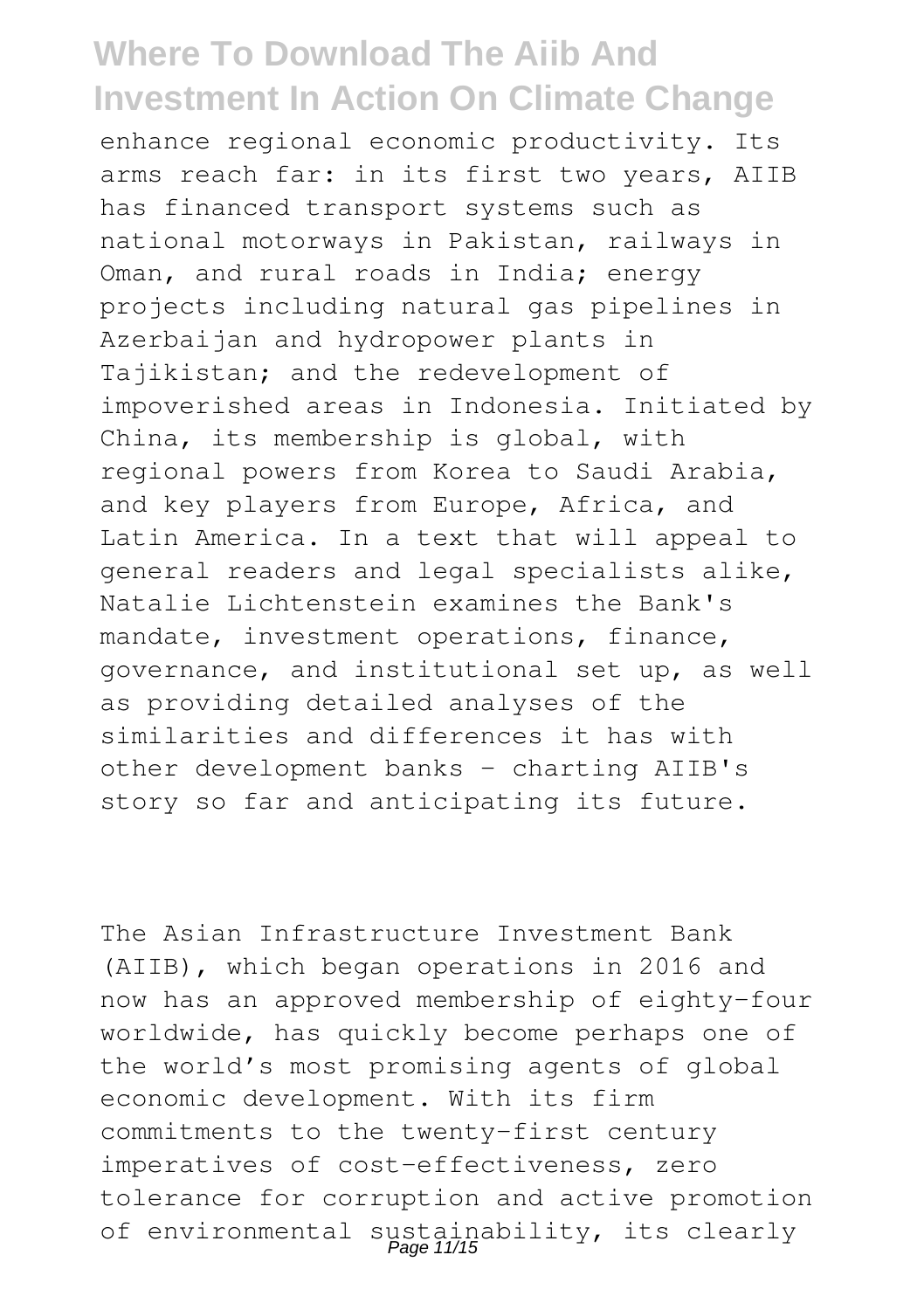enhance regional economic productivity. Its arms reach far: in its first two years, AIIB has financed transport systems such as national motorways in Pakistan, railways in Oman, and rural roads in India; energy projects including natural gas pipelines in Azerbaijan and hydropower plants in Tajikistan; and the redevelopment of impoverished areas in Indonesia. Initiated by China, its membership is global, with regional powers from Korea to Saudi Arabia, and key players from Europe, Africa, and Latin America. In a text that will appeal to general readers and legal specialists alike, Natalie Lichtenstein examines the Bank's mandate, investment operations, finance, governance, and institutional set up, as well as providing detailed analyses of the similarities and differences it has with other development banks - charting AIIB's story so far and anticipating its future.

The Asian Infrastructure Investment Bank (AIIB), which began operations in 2016 and now has an approved membership of eighty-four worldwide, has quickly become perhaps one of the world's most promising agents of global economic development. With its firm commitments to the twenty-first century imperatives of cost-effectiveness, zero tolerance for corruption and active promotion of environmental sustainability, its clearly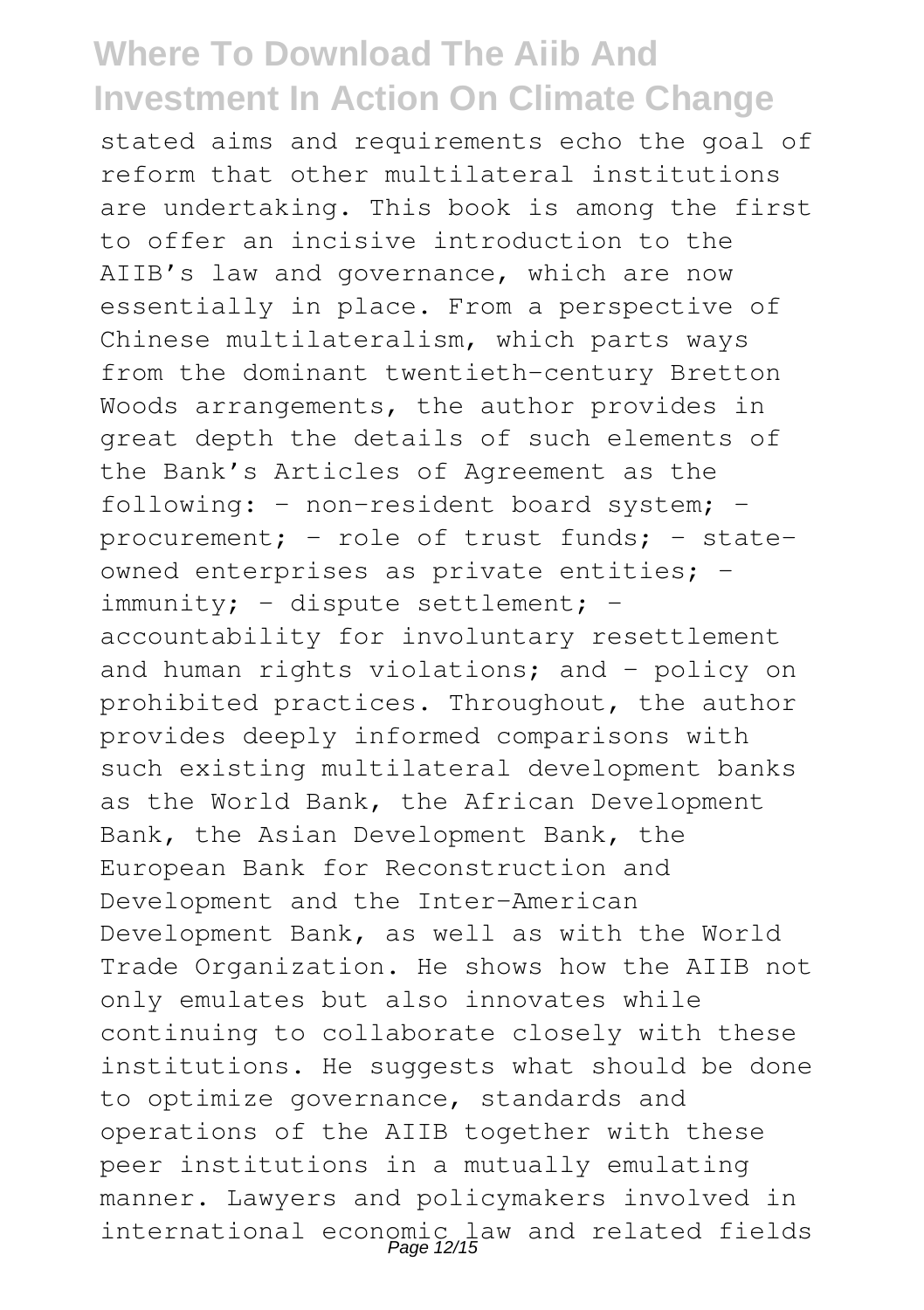stated aims and requirements echo the goal of reform that other multilateral institutions are undertaking. This book is among the first to offer an incisive introduction to the AIIB's law and governance, which are now essentially in place. From a perspective of Chinese multilateralism, which parts ways from the dominant twentieth-century Bretton Woods arrangements, the author provides in great depth the details of such elements of the Bank's Articles of Agreement as the following: - non-resident board system; - procurement; - role of trust funds; - state-owned enterprises as private entities; - immunity; - dispute settlement; - accountability for involuntary resettlement and human rights violations; and - policy on prohibited practices. Throughout, the author provides deeply informed comparisons with such existing multilateral development banks as the World Bank, the African Development Bank, the Asian Development Bank, the European Bank for Reconstruction and Development and the Inter-American Development Bank, as well as with the World Trade Organization. He shows how the AIIB not only emulates but also innovates while continuing to collaborate closely with these institutions. He suggests what should be done to optimize governance, standards and operations of the AIIB together with these peer institutions in a mutually emulating manner. Lawyers and policymakers involved in international economic law and related fields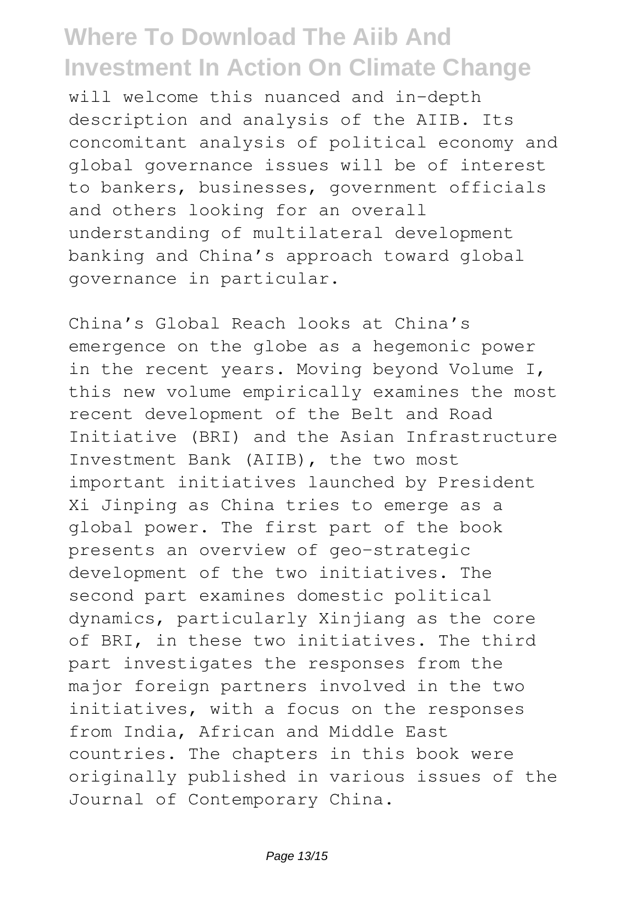will welcome this nuanced and in-depth description and analysis of the AIIB. Its concomitant analysis of political economy and global governance issues will be of interest to bankers, businesses, government officials and others looking for an overall understanding of multilateral development banking and China's approach toward global governance in particular.

China's Global Reach looks at China's emergence on the globe as a hegemonic power in the recent years. Moving beyond Volume I, this new volume empirically examines the most recent development of the Belt and Road Initiative (BRI) and the Asian Infrastructure Investment Bank (AIIB), the two most important initiatives launched by President Xi Jinping as China tries to emerge as a global power. The first part of the book presents an overview of geo-strategic development of the two initiatives. The second part examines domestic political dynamics, particularly Xinjiang as the core of BRI, in these two initiatives. The third part investigates the responses from the major foreign partners involved in the two initiatives, with a focus on the responses from India, African and Middle East countries. The chapters in this book were originally published in various issues of the Journal of Contemporary China.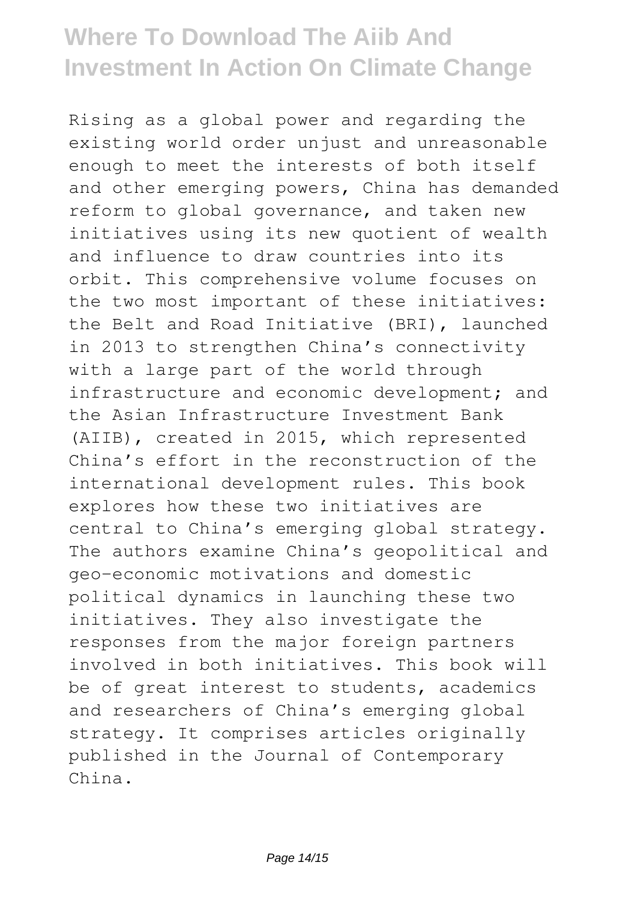Rising as a global power and regarding the existing world order unjust and unreasonable enough to meet the interests of both itself and other emerging powers, China has demanded reform to global governance, and taken new initiatives using its new quotient of wealth and influence to draw countries into its orbit. This comprehensive volume focuses on the two most important of these initiatives: the Belt and Road Initiative (BRI), launched in 2013 to strengthen China's connectivity with a large part of the world through infrastructure and economic development; and the Asian Infrastructure Investment Bank (AIIB), created in 2015, which represented China's effort in the reconstruction of the international development rules. This book explores how these two initiatives are central to China's emerging global strategy. The authors examine China's geopolitical and geo-economic motivations and domestic political dynamics in launching these two initiatives. They also investigate the responses from the major foreign partners involved in both initiatives. This book will be of great interest to students, academics and researchers of China's emerging global strategy. It comprises articles originally published in the Journal of Contemporary China.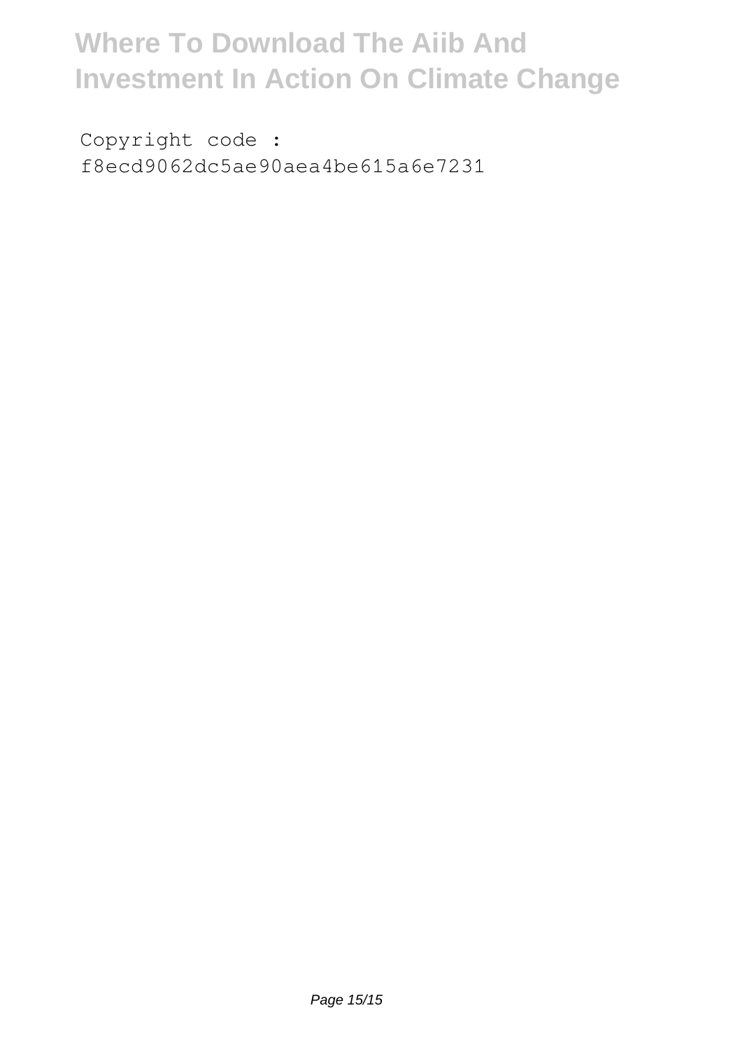Copyright code : f8ecd9062dc5ae90aea4be615a6e7231